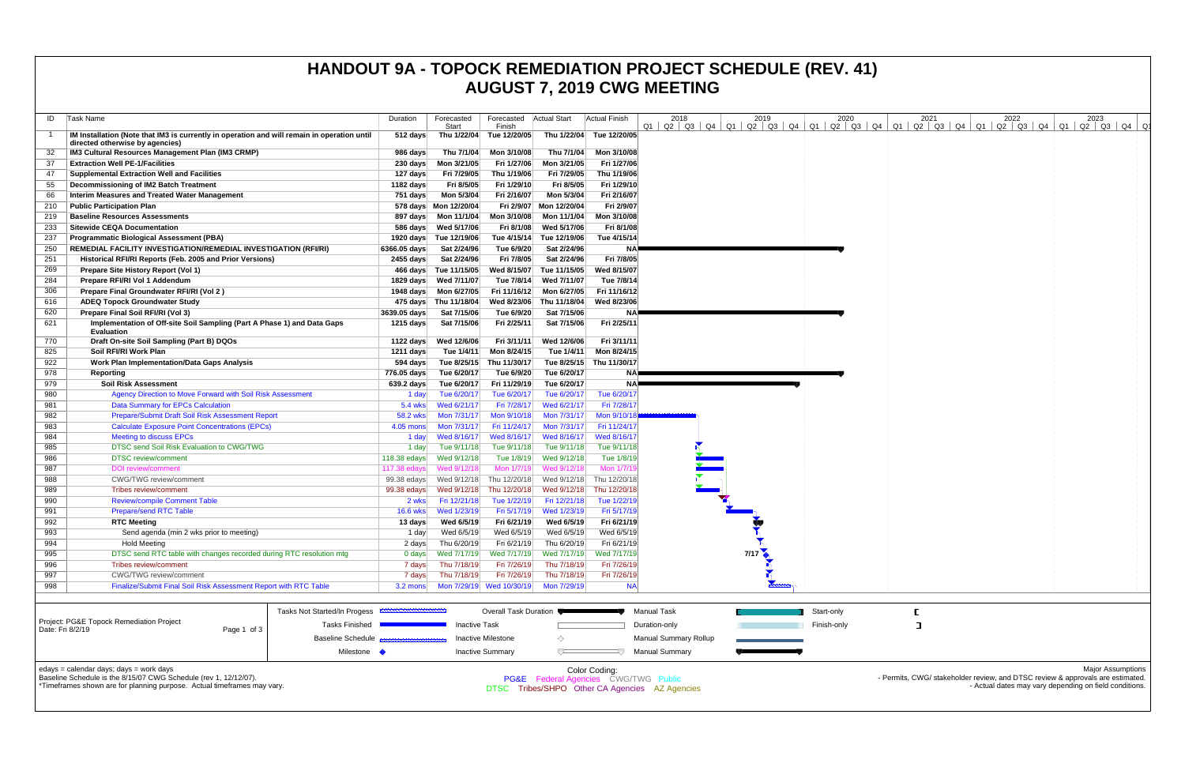# HANDOUT 9A - TOPOCK REMEDIATION PROJECT SCHEDULE (REV. 41)
# AUGUST 7, 2019 CWG MEETING

| ID | Task Name | Duration | Forecasted Start | Forecasted Finish | Actual Start | Actual Finish |
|---|---|---|---|---|---|---|
| 1 | **IM Installation (Note that IM3 is currently in operation and will remain in operation until directed otherwise by agencies)** | 512 days | Thu 1/22/04 | Tue 12/20/05 | Thu 1/22/04 | Tue 12/20/05 |
| 32 | **IM3 Cultural Resources Management Plan (IM3 CRMP)** | 986 days | Thu 7/1/04 | Mon 3/10/08 | Thu 7/1/04 | Mon 3/10/08 |
| 37 | **Extraction Well PE-1/Facilities** | 230 days | Mon 3/21/05 | Fri 1/27/06 | Mon 3/21/05 | Fri 1/27/06 |
| 47 | **Supplemental Extraction Well and Facilities** | 127 days | Fri 7/29/05 | Thu 1/19/06 | Fri 7/29/05 | Thu 1/19/06 |
| 55 | **Decommissioning of IM2 Batch Treatment** | 1182 days | Fri 8/5/05 | Fri 1/29/10 | Fri 8/5/05 | Fri 1/29/10 |
| 66 | **Interim Measures and Treated Water Management** | 751 days | Mon 5/3/04 | Fri 2/16/07 | Mon 5/3/04 | Fri 2/16/07 |
| 210 | **Public Participation Plan** | 578 days | Mon 12/20/04 | Fri 2/9/07 | Mon 12/20/04 | Fri 2/9/07 |
| 219 | **Baseline Resources Assessments** | 897 days | Mon 11/1/04 | Mon 3/10/08 | Mon 11/1/04 | Mon 3/10/08 |
| 233 | **Sitewide CEQA Documentation** | 586 days | Wed 5/17/06 | Fri 8/1/08 | Wed 5/17/06 | Fri 8/1/08 |
| 237 | **Programmatic Biological Assessment (PBA)** | 1920 days | Tue 12/19/06 | Tue 4/15/14 | Tue 12/19/06 | Tue 4/15/14 |
| 250 | **REMEDIAL FACILITY INVESTIGATION/REMEDIAL INVESTIGATION (RFI/RI)** | 6366.05 days | Sat 2/24/96 | Tue 6/9/20 | Sat 2/24/96 | NA |
| 251 | **Historical RFI/RI Reports (Feb. 2005 and Prior Versions)** | 2455 days | Sat 2/24/96 | Fri 7/8/05 | Sat 2/24/96 | Fri 7/8/05 |
| 269 | **Prepare Site History Report (Vol 1)** | 466 days | Tue 11/15/05 | Wed 8/15/07 | Tue 11/15/05 | Wed 8/15/07 |
| 284 | **Prepare RFI/RI Vol 1 Addendum** | 1829 days | Wed 7/11/07 | Tue 7/8/14 | Wed 7/11/07 | Tue 7/8/14 |
| 306 | **Prepare Final Groundwater RFI/RI (Vol 2 )** | 1948 days | Mon 6/27/05 | Fri 11/16/12 | Mon 6/27/05 | Fri 11/16/12 |
| 616 | **ADEQ Topock Groundwater Study** | 475 days | Thu 11/18/04 | Wed 8/23/06 | Thu 11/18/04 | Wed 8/23/06 |
| 620 | **Prepare Final Soil RFI/RI (Vol 3)** | 3639.05 days | Sat 7/15/06 | Tue 6/9/20 | Sat 7/15/06 | NA |
| 621 | **Implementation of Off-site Soil Sampling (Part A Phase 1) and Data Gaps Evaluation** | 1215 days | Sat 7/15/06 | Fri 2/25/11 | Sat 7/15/06 | Fri 2/25/11 |
| 770 | **Draft On-site Soil Sampling (Part B) DQOs** | 1122 days | Wed 12/6/06 | Fri 3/11/11 | Wed 12/6/06 | Fri 3/11/11 |
| 825 | **Soil RFI/RI Work Plan** | 1211 days | Tue 1/4/11 | Mon 8/24/15 | Tue 1/4/11 | Mon 8/24/15 |
| 922 | **Work Plan Implementation/Data Gaps Analysis** | 594 days | Tue 8/25/15 | Thu 11/30/17 | Tue 8/25/15 | Thu 11/30/17 |
| 978 | **Reporting** | 776.05 days | Tue 6/20/17 | Tue 6/9/20 | Tue 6/20/17 | NA |
| 979 | **Soil Risk Assessment** | 639.2 days | Tue 6/20/17 | Fri 11/29/19 | Tue 6/20/17 | NA |
| 980 | Agency Direction to Move Forward with Soil Risk Assessment | 1 day | Tue 6/20/17 | Tue 6/20/17 | Tue 6/20/17 | Tue 6/20/17 |
| 981 | Data Summary for EPCs Calculation | 5.4 wks | Wed 6/21/17 | Fri 7/28/17 | Wed 6/21/17 | Fri 7/28/17 |
| 982 | Prepare/Submit Draft Soil Risk Assessment Report | 58.2 wks | Mon 7/31/17 | Mon 9/10/18 | Mon 7/31/17 | Mon 9/10/18 |
| 983 | Calculate Exposure Point Concentrations (EPCs) | 4.05 mons | Mon 7/31/17 | Fri 11/24/17 | Mon 7/31/17 | Fri 11/24/17 |
| 984 | Meeting to discuss EPCs | 1 day | Wed 8/16/17 | Wed 8/16/17 | Wed 8/16/17 | Wed 8/16/17 |
| 985 | DTSC send Soil Risk Evaluation to CWG/TWG | 1 day | Tue 9/11/18 | Tue 9/11/18 | Tue 9/11/18 | Tue 9/11/18 |
| 986 | DTSC review/comment | 118.38 edays | Wed 9/12/18 | Tue 1/8/19 | Wed 9/12/18 | Tue 1/8/19 |
| 987 | DOI review/comment | 117.38 edays | Wed 9/12/18 | Mon 1/7/19 | Wed 9/12/18 | Mon 1/7/19 |
| 988 | CWG/TWG review/comment | 99.38 edays | Wed 9/12/18 | Thu 12/20/18 | Wed 9/12/18 | Thu 12/20/18 |
| 989 | Tribes review/comment | 99.38 edays | Wed 9/12/18 | Thu 12/20/18 | Wed 9/12/18 | Thu 12/20/18 |
| 990 | Review/compile Comment Table | 2 wks | Fri 12/21/18 | Tue 1/22/19 | Fri 12/21/18 | Tue 1/22/19 |
| 991 | Prepare/send RTC Table | 16.6 wks | Wed 1/23/19 | Fri 5/17/19 | Wed 1/23/19 | Fri 5/17/19 |
| 992 | **RTC Meeting** | 13 days | Wed 6/5/19 | Fri 6/21/19 | Wed 6/5/19 | Fri 6/21/19 |
| 993 | Send agenda (min 2 wks prior to meeting) | 1 day | Wed 6/5/19 | Wed 6/5/19 | Wed 6/5/19 | Wed 6/5/19 |
| 994 | Hold Meeting | 2 days | Thu 6/20/19 | Fri 6/21/19 | Thu 6/20/19 | Fri 6/21/19 |
| 995 | DTSC send RTC table with changes recorded during RTC resolution mtg | 0 days | Wed 7/17/19 | Wed 7/17/19 | Wed 7/17/19 | Wed 7/17/19 |
| 996 | Tribes review/comment | 7 days | Thu 7/18/19 | Fri 7/26/19 | Thu 7/18/19 | Fri 7/26/19 |
| 997 | CWG/TWG review/comment | 7 days | Thu 7/18/19 | Fri 7/26/19 | Thu 7/18/19 | Fri 7/26/19 |
| 998 | Finalize/Submit Final Soil Risk Assessment Report with RTC Table | 3.2 mons | Mon 7/29/19 | Wed 10/30/19 | Mon 7/29/19 | NA |

Project: PG&E Topock Remediation Project
Date: Fri 8/2/19

Legend: Tasks Not Started/In Progess; Tasks Finished; Baseline Schedule; Milestone; Overall Task Duration; Inactive Task; Inactive Milestone; Inactive Summary; Manual Task; Duration-only; Manual Summary Rollup; Manual Summary; Start-only; Finish-only

edays = calendar days; days = work days
Baseline Schedule is the 8/15/07 CWG Schedule (rev 1, 12/12/07).
*Timeframes shown are for planning purpose. Actual timeframes may vary.

Color Coding:
PG&E Federal Agencies CWG/TWG Public
DTSC Tribes/SHPO Other CA Agencies AZ Agencies

Major Assumptions
- Permits, CWG/ stakeholder review, and DTSC review & approvals are estimated.
- Actual dates may vary depending on field conditions.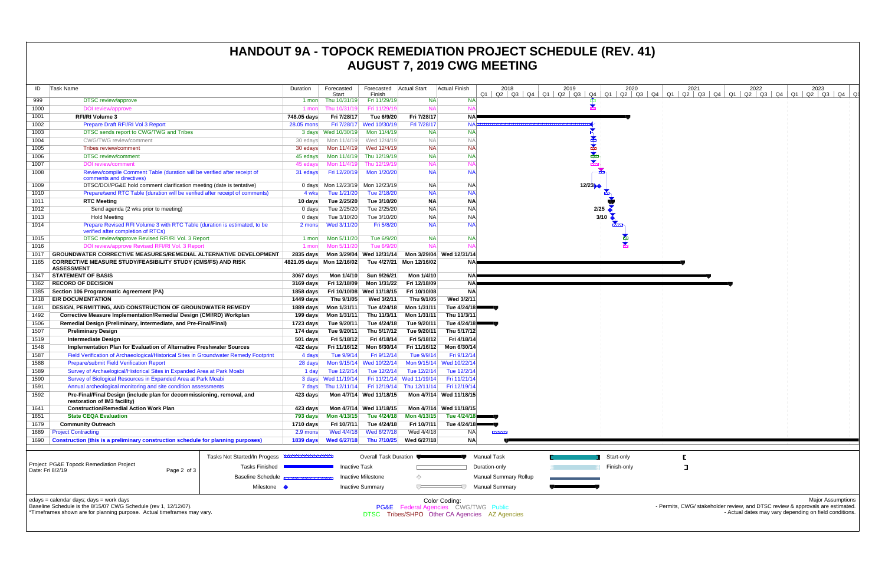# HANDOUT 9A - TOPOCK REMEDIATION PROJECT SCHEDULE (REV. 41)
## AUGUST 7, 2019 CWG MEETING

| ID | Task Name | Duration | Forecasted Start | Forecasted Finish | Actual Start | Actual Finish |
|---|---|---|---|---|---|---|
| 999 | DTSC review/approve | 1 mon | Thu 10/31/19 | Fri 11/29/19 | NA | NA |
| 1000 | DOI review/approve | 1 mon | Thu 10/31/19 | Fri 11/29/19 | NA | NA |
| 1001 | **RFI/RI Volume 3** | **748.05 days** | **Fri 7/28/17** | **Tue 6/9/20** | **Fri 7/28/17** | **NA** |
| 1002 | Prepare Draft RFI/RI Vol 3 Report | 28.05 mons | Fri 7/28/17 | Wed 10/30/19 | Fri 7/28/17 | NA |
| 1003 | DTSC sends report to CWG/TWG and Tribes | 3 days | Wed 10/30/19 | Mon 11/4/19 | NA | NA |
| 1004 | CWG/TWG review/comment | 30 edays | Mon 11/4/19 | Wed 12/4/19 | NA | NA |
| 1005 | Tribes review/comment | 30 edays | Mon 11/4/19 | Wed 12/4/19 | NA | NA |
| 1006 | DTSC review/comment | 45 edays | Mon 11/4/19 | Thu 12/19/19 | NA | NA |
| 1007 | DOI review/comment | 45 edays | Mon 11/4/19 | Thu 12/19/19 | NA | NA |
| 1008 | Review/compile Comment Table (duration will be verified after receipt of comments and directives) | 31 edays | Fri 12/20/19 | Mon 1/20/20 | NA | NA |
| 1009 | DTSC/DOI/PG&E hold comment clarification meeting (date is tentative) | 0 days | Mon 12/23/19 | Mon 12/23/19 | NA | NA |
| 1010 | Prepare/send RTC Table (duration will be verified after receipt of comments) | 4 wks | Tue 1/21/20 | Tue 2/18/20 | NA | NA |
| 1011 | **RTC Meeting** | **10 days** | **Tue 2/25/20** | **Tue 3/10/20** | **NA** | **NA** |
| 1012 | Send agenda (2 wks prior to meeting) | 0 days | Tue 2/25/20 | Tue 2/25/20 | NA | NA |
| 1013 | Hold Meeting | 0 days | Tue 3/10/20 | Tue 3/10/20 | NA | NA |
| 1014 | Prepare Revised RFI Volume 3 with RTC Table (duration is estimated, to be verified after completion of RTCs) | 2 mons | Wed 3/11/20 | Fri 5/8/20 | NA | NA |
| 1015 | DTSC review/approve Revised RFI/RI Vol. 3 Report | 1 mon | Mon 5/11/20 | Tue 6/9/20 | NA | NA |
| 1016 | DOI review/approve Revised RFI/RI Vol. 3 Report | 1 mon | Mon 5/11/20 | Tue 6/9/20 | NA | NA |
| 1017 | **GROUNDWATER CORRECTIVE MEASURES/REMEDIAL ALTERNATIVE DEVELOPMENT** | **2835 days** | **Mon 3/29/04** | **Wed 12/31/14** | **Mon 3/29/04** | **Wed 12/31/14** |
| 1165 | **CORRECTIVE MEASURE STUDY/FEASIBILITY STUDY (CMS/FS) AND RISK ASSESSMENT** | **4821.05 days** | **Mon 12/16/02** | **Tue 4/27/21** | **Mon 12/16/02** | **NA** |
| 1347 | **STATEMENT OF BASIS** | **3067 days** | **Mon 1/4/10** | **Sun 9/26/21** | **Mon 1/4/10** | **NA** |
| 1362 | **RECORD OF DECISION** | **3169 days** | **Fri 12/18/09** | **Mon 1/31/22** | **Fri 12/18/09** | **NA** |
| 1385 | **Section 106 Programmatic Agreement (PA)** | **1858 days** | **Fri 10/10/08** | **Wed 11/18/15** | **Fri 10/10/08** | **NA** |
| 1418 | **EIR DOCUMENTATION** | **1449 days** | **Thu 9/1/05** | **Wed 3/2/11** | **Thu 9/1/05** | **Wed 3/2/11** |
| 1491 | **DESIGN, PERMITTING, AND CONSTRUCTION OF GROUNDWATER REMEDY** | **1889 days** | **Mon 1/31/11** | **Tue 4/24/18** | **Mon 1/31/11** | **Tue 4/24/18** |
| 1492 | **Corrective Measure Implementation/Remedial Design (CMI/RD) Workplan** | **199 days** | **Mon 1/31/11** | **Thu 11/3/11** | **Mon 1/31/11** | **Thu 11/3/11** |
| 1506 | **Remedial Design (Preliminary, Intermediate, and Pre-Final/Final)** | **1723 days** | **Tue 9/20/11** | **Tue 4/24/18** | **Tue 9/20/11** | **Tue 4/24/18** |
| 1507 | **Preliminary Design** | **174 days** | **Tue 9/20/11** | **Thu 5/17/12** | **Tue 9/20/11** | **Thu 5/17/12** |
| 1519 | **Intermediate Design** | **501 days** | **Fri 5/18/12** | **Fri 4/18/14** | **Fri 5/18/12** | **Fri 4/18/14** |
| 1548 | **Implementation Plan for Evaluation of Alternative Freshwater Sources** | **422 days** | **Fri 11/16/12** | **Mon 6/30/14** | **Fri 11/16/12** | **Mon 6/30/14** |
| 1587 | Field Verification of Archaeological/Historical Sites in Groundwater Remedy Footprint | 4 days | Tue 9/9/14 | Fri 9/12/14 | Tue 9/9/14 | Fri 9/12/14 |
| 1588 | Prepare/submit Field Verification Report | 28 days | Mon 9/15/14 | Wed 10/22/14 | Mon 9/15/14 | Wed 10/22/14 |
| 1589 | Survey of Archaeological/Historical Sites in Expanded Area at Park Moabi | 1 day | Tue 12/2/14 | Tue 12/2/14 | Tue 12/2/14 | Tue 12/2/14 |
| 1590 | Survey of Biological Resources in Expanded Area at Park Moabi | 3 days | Wed 11/19/14 | Fri 11/21/14 | Wed 11/19/14 | Fri 11/21/14 |
| 1591 | Annual archeological monitoring and site condition assessments | 7 days | Thu 12/11/14 | Fri 12/19/14 | Thu 12/11/14 | Fri 12/19/14 |
| 1592 | **Pre-Final/Final Design (include plan for decommissioning, removal, and restoration of IM3 facility)** | **423 days** | **Mon 4/7/14** | **Wed 11/18/15** | **Mon 4/7/14** | **Wed 11/18/15** |
| 1641 | **Construction/Remedial Action Work Plan** | **423 days** | **Mon 4/7/14** | **Wed 11/18/15** | **Mon 4/7/14** | **Wed 11/18/15** |
| 1651 | **State CEQA Evaluation** | **793 days** | **Mon 4/13/15** | **Tue 4/24/18** | **Mon 4/13/15** | **Tue 4/24/18** |
| 1679 | **Community Outreach** | **1710 days** | **Fri 10/7/11** | **Tue 4/24/18** | **Fri 10/7/11** | **Tue 4/24/18** |
| 1689 | Project Contracting | 2.9 mons | Wed 4/4/18 | Wed 6/27/18 | Wed 4/4/18 | NA |
| 1690 | **Construction (this is a preliminary construction schedule for planning purposes)** | **1839 days** | **Wed 6/27/18** | **Thu 7/10/25** | **Wed 6/27/18** | **NA** |

Milestone labels on chart: 12/23 (ID 1009), 2/25 (ID 1012), 3/10 (ID 1013)

Project: PG&E Topock Remediation Project
Date: Fri 8/2/19

Legend: Tasks Not Started/In Progess; Tasks Finished; Baseline Schedule; Milestone; Overall Task Duration; Inactive Task; Inactive Milestone; Inactive Summary; Manual Task; Duration-only; Manual Summary Rollup; Manual Summary; Start-only; Finish-only

edays = calendar days; days = work days
Baseline Schedule is the 8/15/07 CWG Schedule (rev 1, 12/12/07).
*Timeframes shown are for planning purpose. Actual timeframes may vary.

Color Coding:
PG&E Federal Agencies CWG/TWG Public
DTSC Tribes/SHPO Other CA Agencies AZ Agencies

Major Assumptions
- Permits, CWG/ stakeholder review, and DTSC review & approvals are estimated.
- Actual dates may vary depending on field conditions.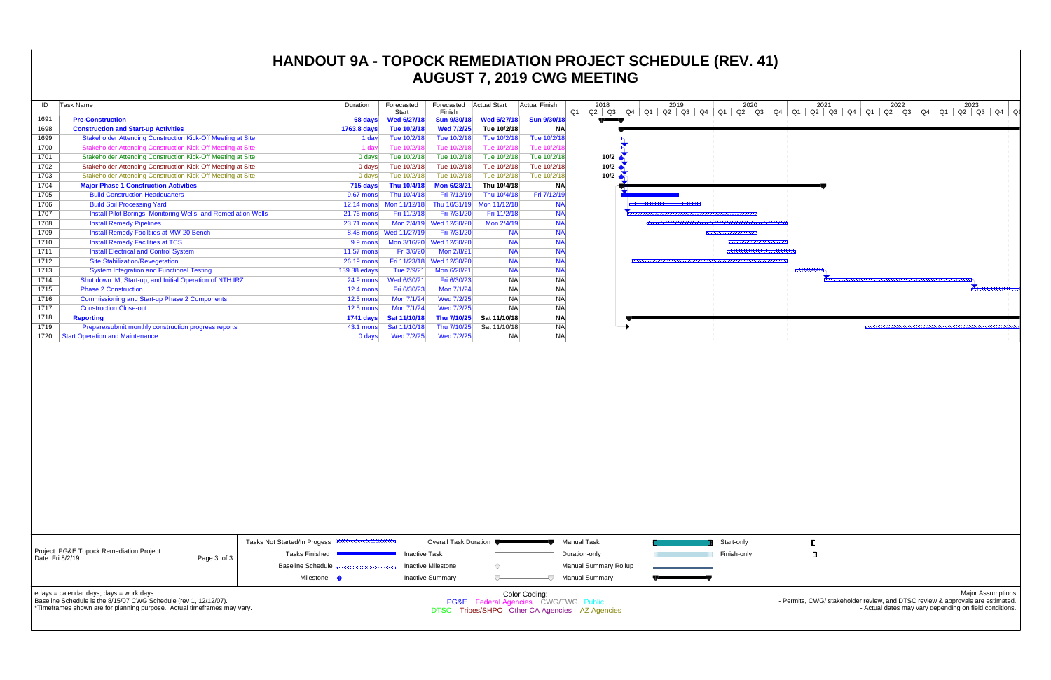# HANDOUT 9A - TOPOCK REMEDIATION PROJECT SCHEDULE (REV. 41)
## AUGUST 7, 2019 CWG MEETING

| ID | Task Name | Duration | Forecasted Start | Forecasted Finish | Actual Start | Actual Finish |
|---|---|---|---|---|---|---|
| 1691 | **Pre-Construction** | **68 days** | **Wed 6/27/18** | **Sun 9/30/18** | **Wed 6/27/18** | **Sun 9/30/18** |
| 1698 | **Construction and Start-up Activities** | **1763.8 days** | **Tue 10/2/18** | **Wed 7/2/25** | **Tue 10/2/18** | **NA** |
| 1699 | Stakeholder Attending Construction Kick-Off Meeting at Site | 1 day | Tue 10/2/18 | Tue 10/2/18 | Tue 10/2/18 | Tue 10/2/18 |
| 1700 | Stakeholder Attending Construction Kick-Off Meeting at Site | 1 day | Tue 10/2/18 | Tue 10/2/18 | Tue 10/2/18 | Tue 10/2/18 |
| 1701 | Stakeholder Attending Construction Kick-Off Meeting at Site | 0 days | Tue 10/2/18 | Tue 10/2/18 | Tue 10/2/18 | Tue 10/2/18 |
| 1702 | Stakeholder Attending Construction Kick-Off Meeting at Site | 0 days | Tue 10/2/18 | Tue 10/2/18 | Tue 10/2/18 | Tue 10/2/18 |
| 1703 | Stakeholder Attending Construction Kick-Off Meeting at Site | 0 days | Tue 10/2/18 | Tue 10/2/18 | Tue 10/2/18 | Tue 10/2/18 |
| 1704 | **Major Phase 1 Construction Activities** | **715 days** | **Thu 10/4/18** | **Mon 6/28/21** | **Thu 10/4/18** | **NA** |
| 1705 | Build Construction Headquarters | 9.67 mons | Thu 10/4/18 | Fri 7/12/19 | Thu 10/4/18 | Fri 7/12/19 |
| 1706 | Build Soil Processing Yard | 12.14 mons | Mon 11/12/18 | Thu 10/31/19 | Mon 11/12/18 | NA |
| 1707 | Install Pilot Borings, Monitoring Wells, and Remediation Wells | 21.76 mons | Fri 11/2/18 | Fri 7/31/20 | Fri 11/2/18 | NA |
| 1708 | Install Remedy Pipelines | 23.71 mons | Mon 2/4/19 | Wed 12/30/20 | Mon 2/4/19 | NA |
| 1709 | Install Remedy Faciltiies at MW-20 Bench | 8.48 mons | Wed 11/27/19 | Fri 7/31/20 | NA | NA |
| 1710 | Install Remedy Facilities at TCS | 9.9 mons | Mon 3/16/20 | Wed 12/30/20 | NA | NA |
| 1711 | Install Electrical and Control System | 11.57 mons | Fri 3/6/20 | Mon 2/8/21 | NA | NA |
| 1712 | Site Stabilization/Revegetation | 26.19 mons | Fri 11/23/18 | Wed 12/30/20 | NA | NA |
| 1713 | System Integration and Functional Testing | 139.38 edays | Tue 2/9/21 | Mon 6/28/21 | NA | NA |
| 1714 | Shut down IM, Start-up, and Initial Operation of NTH IRZ | 24.9 mons | Wed 6/30/21 | Fri 6/30/23 | NA | NA |
| 1715 | Phase 2 Construction | 12.4 mons | Fri 6/30/23 | Mon 7/1/24 | NA | NA |
| 1716 | Commissioning and Start-up Phase 2 Components | 12.5 mons | Mon 7/1/24 | Wed 7/2/25 | NA | NA |
| 1717 | Construction Close-out | 12.5 mons | Mon 7/1/24 | Wed 7/2/25 | NA | NA |
| 1718 | **Reporting** | **1741 days** | **Sat 11/10/18** | **Thu 7/10/25** | **Sat 11/10/18** | **NA** |
| 1719 | Prepare/submit monthly construction progress reports | 43.1 mons | Sat 11/10/18 | Thu 7/10/25 | Sat 11/10/18 | NA |
| 1720 | Start Operation and Maintenance | 0 days | Wed 7/2/25 | Wed 7/2/25 | NA | NA |

2018 2019 2020 2021 2022 2023
Q1 Q2 Q3 Q4 Q1 Q2 Q3 Q4 Q1 Q2 Q3 Q4 Q1 Q2 Q3 Q4 Q1 Q2 Q3 Q4 Q1 Q2 Q3 Q4

10/2
10/2
10/2

Project: PG&E Topock Remediation Project
Date: Fri 8/2/19

Tasks Not Started/In Progess | Tasks Finished | Baseline Schedule | Milestone | Overall Task Duration | Inactive Task | Inactive Milestone | Inactive Summary | Manual Task | Duration-only | Manual Summary Rollup | Manual Summary | Start-only | Finish-only

edays = calendar days; days = work days
Baseline Schedule is the 8/15/07 CWG Schedule (rev 1, 12/12/07).
*Timeframes shown are for planning purpose. Actual timeframes may vary.

Color Coding:
PG&E Federal Agencies CWG/TWG Public
DTSC Tribes/SHPO Other CA Agencies AZ Agencies

Major Assumptions
- Permits, CWG/ stakeholder review, and DTSC review & approvals are estimated.
- Actual dates may vary depending on field conditions.